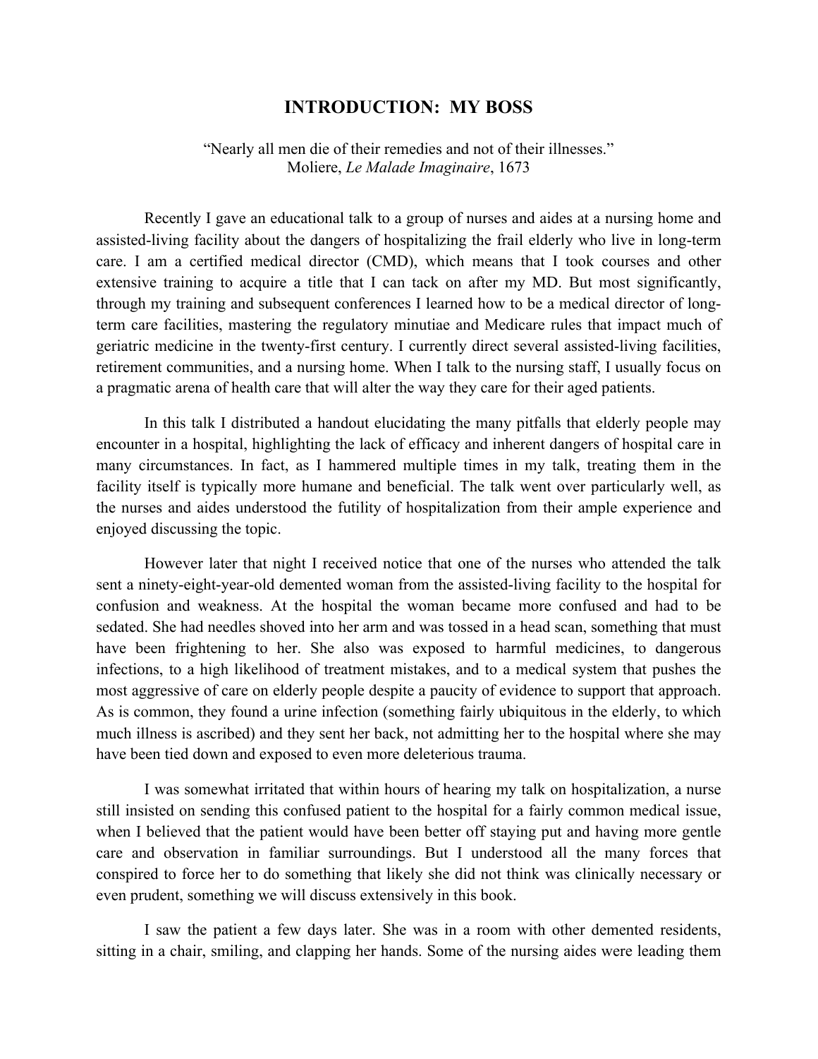# INTRODUCTION: MY BOSS

"Nearly all men die of their remedies and not of their illnesses."
Moliere, *Le Malade Imaginaire*, 1673

Recently I gave an educational talk to a group of nurses and aides at a nursing home and assisted-living facility about the dangers of hospitalizing the frail elderly who live in long-term care. I am a certified medical director (CMD), which means that I took courses and other extensive training to acquire a title that I can tack on after my MD. But most significantly, through my training and subsequent conferences I learned how to be a medical director of long-term care facilities, mastering the regulatory minutiae and Medicare rules that impact much of geriatric medicine in the twenty-first century. I currently direct several assisted-living facilities, retirement communities, and a nursing home. When I talk to the nursing staff, I usually focus on a pragmatic arena of health care that will alter the way they care for their aged patients.

In this talk I distributed a handout elucidating the many pitfalls that elderly people may encounter in a hospital, highlighting the lack of efficacy and inherent dangers of hospital care in many circumstances. In fact, as I hammered multiple times in my talk, treating them in the facility itself is typically more humane and beneficial. The talk went over particularly well, as the nurses and aides understood the futility of hospitalization from their ample experience and enjoyed discussing the topic.

However later that night I received notice that one of the nurses who attended the talk sent a ninety-eight-year-old demented woman from the assisted-living facility to the hospital for confusion and weakness. At the hospital the woman became more confused and had to be sedated. She had needles shoved into her arm and was tossed in a head scan, something that must have been frightening to her. She also was exposed to harmful medicines, to dangerous infections, to a high likelihood of treatment mistakes, and to a medical system that pushes the most aggressive of care on elderly people despite a paucity of evidence to support that approach. As is common, they found a urine infection (something fairly ubiquitous in the elderly, to which much illness is ascribed) and they sent her back, not admitting her to the hospital where she may have been tied down and exposed to even more deleterious trauma.

I was somewhat irritated that within hours of hearing my talk on hospitalization, a nurse still insisted on sending this confused patient to the hospital for a fairly common medical issue, when I believed that the patient would have been better off staying put and having more gentle care and observation in familiar surroundings. But I understood all the many forces that conspired to force her to do something that likely she did not think was clinically necessary or even prudent, something we will discuss extensively in this book.

I saw the patient a few days later. She was in a room with other demented residents, sitting in a chair, smiling, and clapping her hands. Some of the nursing aides were leading them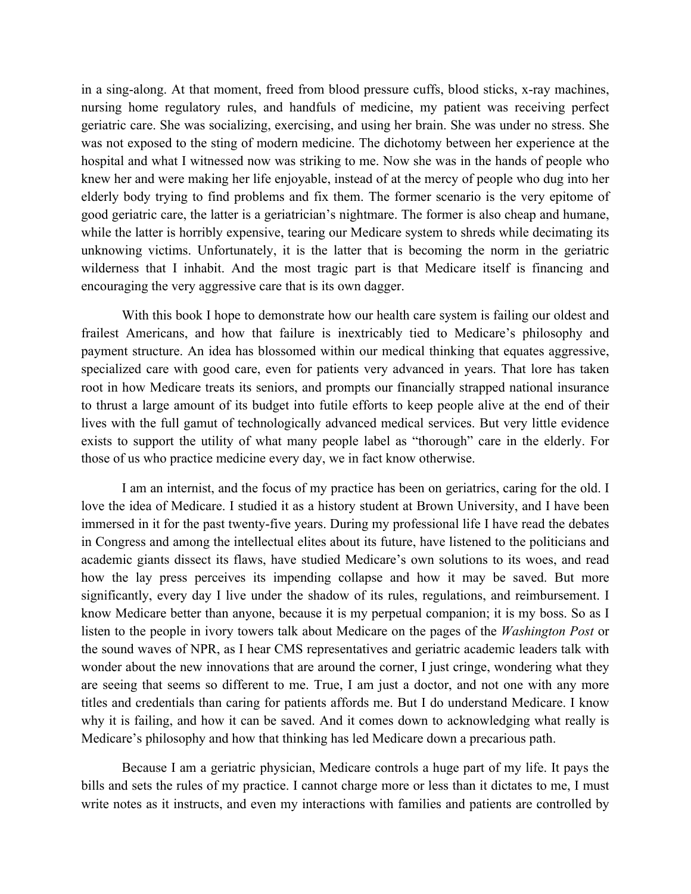in a sing-along. At that moment, freed from blood pressure cuffs, blood sticks, x-ray machines, nursing home regulatory rules, and handfuls of medicine, my patient was receiving perfect geriatric care. She was socializing, exercising, and using her brain. She was under no stress. She was not exposed to the sting of modern medicine. The dichotomy between her experience at the hospital and what I witnessed now was striking to me. Now she was in the hands of people who knew her and were making her life enjoyable, instead of at the mercy of people who dug into her elderly body trying to find problems and fix them. The former scenario is the very epitome of good geriatric care, the latter is a geriatrician's nightmare. The former is also cheap and humane, while the latter is horribly expensive, tearing our Medicare system to shreds while decimating its unknowing victims. Unfortunately, it is the latter that is becoming the norm in the geriatric wilderness that I inhabit. And the most tragic part is that Medicare itself is financing and encouraging the very aggressive care that is its own dagger.

With this book I hope to demonstrate how our health care system is failing our oldest and frailest Americans, and how that failure is inextricably tied to Medicare's philosophy and payment structure. An idea has blossomed within our medical thinking that equates aggressive, specialized care with good care, even for patients very advanced in years. That lore has taken root in how Medicare treats its seniors, and prompts our financially strapped national insurance to thrust a large amount of its budget into futile efforts to keep people alive at the end of their lives with the full gamut of technologically advanced medical services. But very little evidence exists to support the utility of what many people label as "thorough" care in the elderly. For those of us who practice medicine every day, we in fact know otherwise.

I am an internist, and the focus of my practice has been on geriatrics, caring for the old. I love the idea of Medicare. I studied it as a history student at Brown University, and I have been immersed in it for the past twenty-five years. During my professional life I have read the debates in Congress and among the intellectual elites about its future, have listened to the politicians and academic giants dissect its flaws, have studied Medicare's own solutions to its woes, and read how the lay press perceives its impending collapse and how it may be saved. But more significantly, every day I live under the shadow of its rules, regulations, and reimbursement. I know Medicare better than anyone, because it is my perpetual companion; it is my boss. So as I listen to the people in ivory towers talk about Medicare on the pages of the *Washington Post* or the sound waves of NPR, as I hear CMS representatives and geriatric academic leaders talk with wonder about the new innovations that are around the corner, I just cringe, wondering what they are seeing that seems so different to me. True, I am just a doctor, and not one with any more titles and credentials than caring for patients affords me. But I do understand Medicare. I know why it is failing, and how it can be saved. And it comes down to acknowledging what really is Medicare's philosophy and how that thinking has led Medicare down a precarious path.

Because I am a geriatric physician, Medicare controls a huge part of my life. It pays the bills and sets the rules of my practice. I cannot charge more or less than it dictates to me, I must write notes as it instructs, and even my interactions with families and patients are controlled by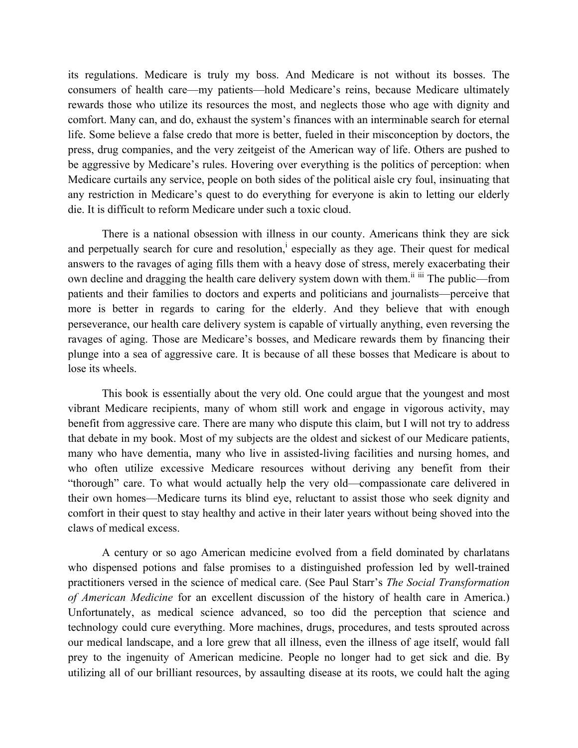its regulations. Medicare is truly my boss. And Medicare is not without its bosses. The consumers of health care—my patients—hold Medicare's reins, because Medicare ultimately rewards those who utilize its resources the most, and neglects those who age with dignity and comfort. Many can, and do, exhaust the system's finances with an interminable search for eternal life. Some believe a false credo that more is better, fueled in their misconception by doctors, the press, drug companies, and the very zeitgeist of the American way of life. Others are pushed to be aggressive by Medicare's rules. Hovering over everything is the politics of perception: when Medicare curtails any service, people on both sides of the political aisle cry foul, insinuating that any restriction in Medicare's quest to do everything for everyone is akin to letting our elderly die. It is difficult to reform Medicare under such a toxic cloud.

There is a national obsession with illness in our county. Americans think they are sick and perpetually search for cure and resolution,[i] especially as they age. Their quest for medical answers to the ravages of aging fills them with a heavy dose of stress, merely exacerbating their own decline and dragging the health care delivery system down with them.[ii] [iii] The public—from patients and their families to doctors and experts and politicians and journalists—perceive that more is better in regards to caring for the elderly. And they believe that with enough perseverance, our health care delivery system is capable of virtually anything, even reversing the ravages of aging. Those are Medicare's bosses, and Medicare rewards them by financing their plunge into a sea of aggressive care. It is because of all these bosses that Medicare is about to lose its wheels.

This book is essentially about the very old. One could argue that the youngest and most vibrant Medicare recipients, many of whom still work and engage in vigorous activity, may benefit from aggressive care. There are many who dispute this claim, but I will not try to address that debate in my book. Most of my subjects are the oldest and sickest of our Medicare patients, many who have dementia, many who live in assisted-living facilities and nursing homes, and who often utilize excessive Medicare resources without deriving any benefit from their "thorough" care. To what would actually help the very old—compassionate care delivered in their own homes—Medicare turns its blind eye, reluctant to assist those who seek dignity and comfort in their quest to stay healthy and active in their later years without being shoved into the claws of medical excess.

A century or so ago American medicine evolved from a field dominated by charlatans who dispensed potions and false promises to a distinguished profession led by well-trained practitioners versed in the science of medical care. (See Paul Starr's *The Social Transformation of American Medicine* for an excellent discussion of the history of health care in America.) Unfortunately, as medical science advanced, so too did the perception that science and technology could cure everything. More machines, drugs, procedures, and tests sprouted across our medical landscape, and a lore grew that all illness, even the illness of age itself, would fall prey to the ingenuity of American medicine. People no longer had to get sick and die. By utilizing all of our brilliant resources, by assaulting disease at its roots, we could halt the aging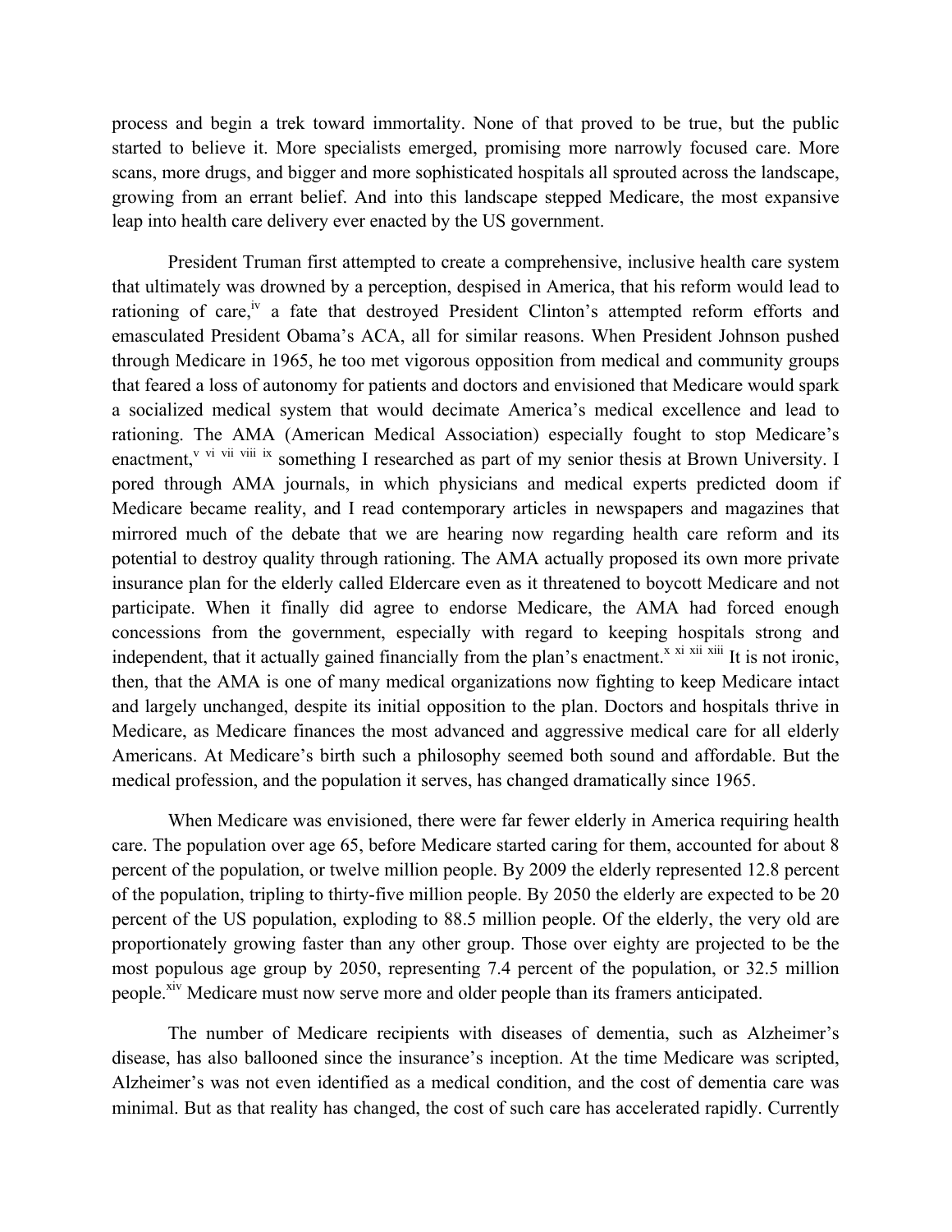process and begin a trek toward immortality. None of that proved to be true, but the public started to believe it. More specialists emerged, promising more narrowly focused care. More scans, more drugs, and bigger and more sophisticated hospitals all sprouted across the landscape, growing from an errant belief. And into this landscape stepped Medicare, the most expansive leap into health care delivery ever enacted by the US government.

President Truman first attempted to create a comprehensive, inclusive health care system that ultimately was drowned by a perception, despised in America, that his reform would lead to rationing of care,[iv] a fate that destroyed President Clinton's attempted reform efforts and emasculated President Obama's ACA, all for similar reasons. When President Johnson pushed through Medicare in 1965, he too met vigorous opposition from medical and community groups that feared a loss of autonomy for patients and doctors and envisioned that Medicare would spark a socialized medical system that would decimate America's medical excellence and lead to rationing. The AMA (American Medical Association) especially fought to stop Medicare's enactment,[v vi vii viii ix] something I researched as part of my senior thesis at Brown University. I pored through AMA journals, in which physicians and medical experts predicted doom if Medicare became reality, and I read contemporary articles in newspapers and magazines that mirrored much of the debate that we are hearing now regarding health care reform and its potential to destroy quality through rationing. The AMA actually proposed its own more private insurance plan for the elderly called Eldercare even as it threatened to boycott Medicare and not participate. When it finally did agree to endorse Medicare, the AMA had forced enough concessions from the government, especially with regard to keeping hospitals strong and independent, that it actually gained financially from the plan's enactment.[x xi xii xiii] It is not ironic, then, that the AMA is one of many medical organizations now fighting to keep Medicare intact and largely unchanged, despite its initial opposition to the plan. Doctors and hospitals thrive in Medicare, as Medicare finances the most advanced and aggressive medical care for all elderly Americans. At Medicare's birth such a philosophy seemed both sound and affordable. But the medical profession, and the population it serves, has changed dramatically since 1965.

When Medicare was envisioned, there were far fewer elderly in America requiring health care. The population over age 65, before Medicare started caring for them, accounted for about 8 percent of the population, or twelve million people. By 2009 the elderly represented 12.8 percent of the population, tripling to thirty-five million people. By 2050 the elderly are expected to be 20 percent of the US population, exploding to 88.5 million people. Of the elderly, the very old are proportionately growing faster than any other group. Those over eighty are projected to be the most populous age group by 2050, representing 7.4 percent of the population, or 32.5 million people.[xiv] Medicare must now serve more and older people than its framers anticipated.

The number of Medicare recipients with diseases of dementia, such as Alzheimer's disease, has also ballooned since the insurance's inception. At the time Medicare was scripted, Alzheimer's was not even identified as a medical condition, and the cost of dementia care was minimal. But as that reality has changed, the cost of such care has accelerated rapidly. Currently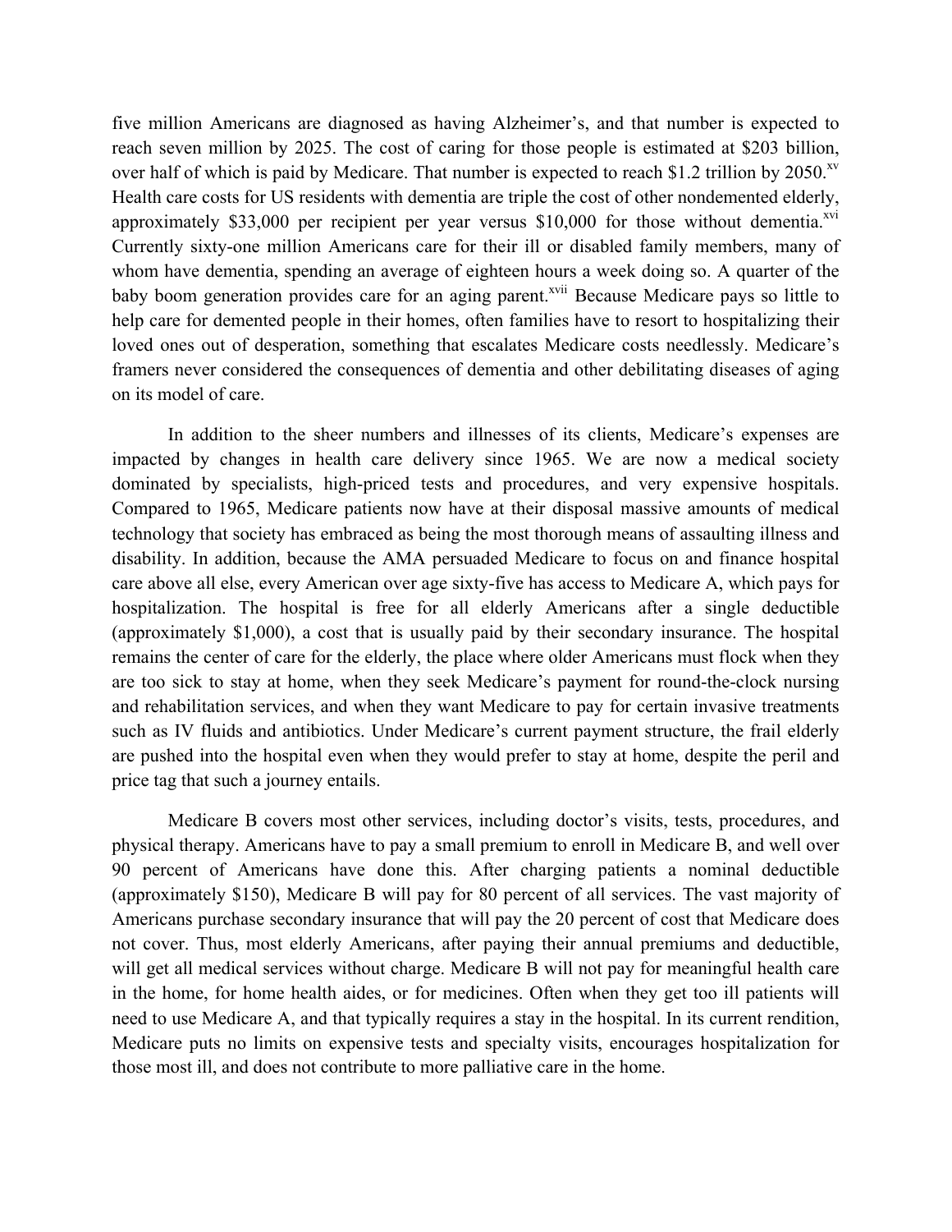five million Americans are diagnosed as having Alzheimer's, and that number is expected to reach seven million by 2025. The cost of caring for those people is estimated at $203 billion, over half of which is paid by Medicare. That number is expected to reach $1.2 trillion by 2050.[xv] Health care costs for US residents with dementia are triple the cost of other nondemented elderly, approximately $33,000 per recipient per year versus $10,000 for those without dementia.[xvi] Currently sixty-one million Americans care for their ill or disabled family members, many of whom have dementia, spending an average of eighteen hours a week doing so. A quarter of the baby boom generation provides care for an aging parent.[xvii] Because Medicare pays so little to help care for demented people in their homes, often families have to resort to hospitalizing their loved ones out of desperation, something that escalates Medicare costs needlessly. Medicare's framers never considered the consequences of dementia and other debilitating diseases of aging on its model of care.

In addition to the sheer numbers and illnesses of its clients, Medicare's expenses are impacted by changes in health care delivery since 1965. We are now a medical society dominated by specialists, high-priced tests and procedures, and very expensive hospitals. Compared to 1965, Medicare patients now have at their disposal massive amounts of medical technology that society has embraced as being the most thorough means of assaulting illness and disability. In addition, because the AMA persuaded Medicare to focus on and finance hospital care above all else, every American over age sixty-five has access to Medicare A, which pays for hospitalization. The hospital is free for all elderly Americans after a single deductible (approximately $1,000), a cost that is usually paid by their secondary insurance. The hospital remains the center of care for the elderly, the place where older Americans must flock when they are too sick to stay at home, when they seek Medicare's payment for round-the-clock nursing and rehabilitation services, and when they want Medicare to pay for certain invasive treatments such as IV fluids and antibiotics. Under Medicare's current payment structure, the frail elderly are pushed into the hospital even when they would prefer to stay at home, despite the peril and price tag that such a journey entails.

Medicare B covers most other services, including doctor's visits, tests, procedures, and physical therapy. Americans have to pay a small premium to enroll in Medicare B, and well over 90 percent of Americans have done this. After charging patients a nominal deductible (approximately $150), Medicare B will pay for 80 percent of all services. The vast majority of Americans purchase secondary insurance that will pay the 20 percent of cost that Medicare does not cover. Thus, most elderly Americans, after paying their annual premiums and deductible, will get all medical services without charge. Medicare B will not pay for meaningful health care in the home, for home health aides, or for medicines. Often when they get too ill patients will need to use Medicare A, and that typically requires a stay in the hospital. In its current rendition, Medicare puts no limits on expensive tests and specialty visits, encourages hospitalization for those most ill, and does not contribute to more palliative care in the home.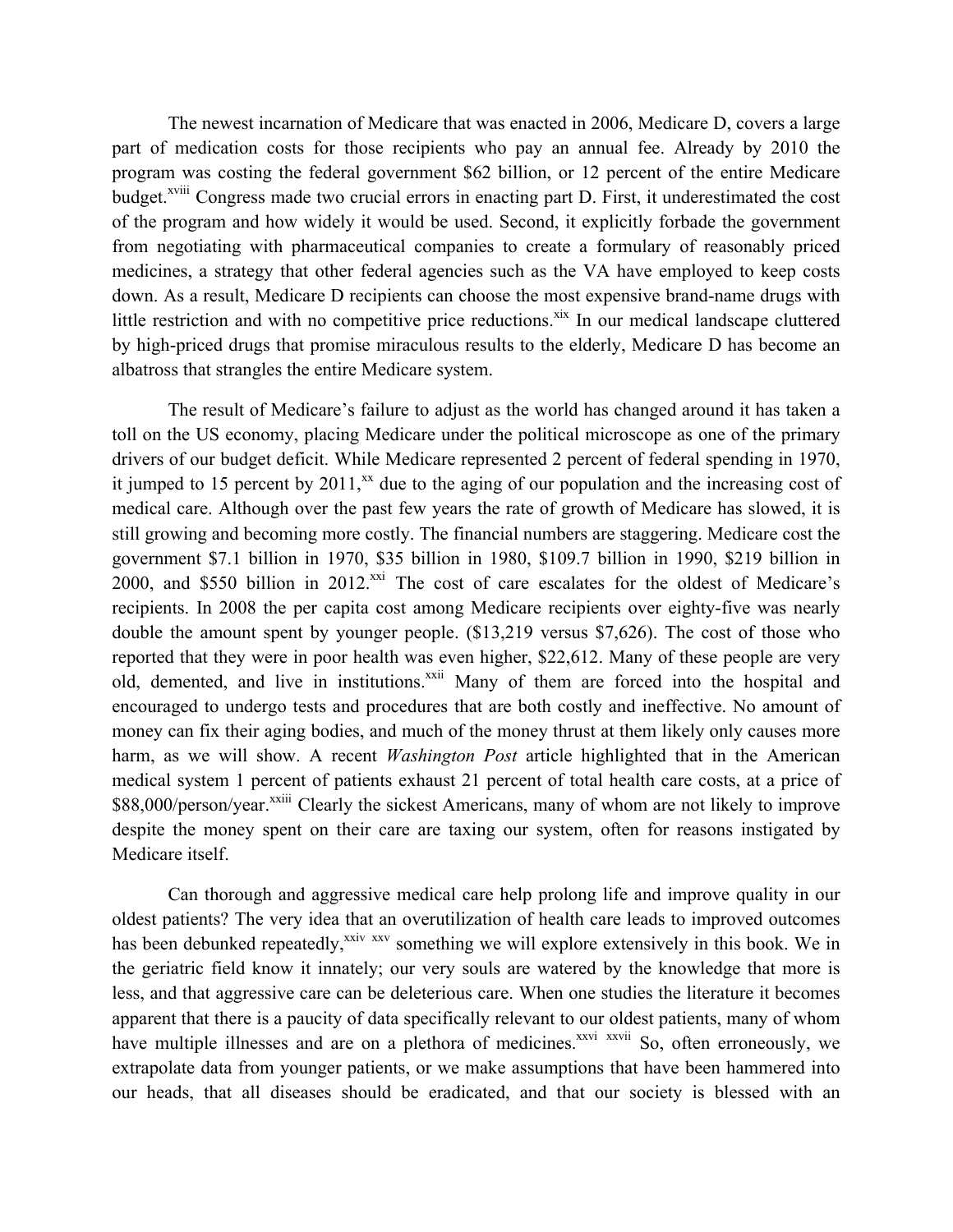The newest incarnation of Medicare that was enacted in 2006, Medicare D, covers a large part of medication costs for those recipients who pay an annual fee. Already by 2010 the program was costing the federal government $62 billion, or 12 percent of the entire Medicare budget.[xviii] Congress made two crucial errors in enacting part D. First, it underestimated the cost of the program and how widely it would be used. Second, it explicitly forbade the government from negotiating with pharmaceutical companies to create a formulary of reasonably priced medicines, a strategy that other federal agencies such as the VA have employed to keep costs down. As a result, Medicare D recipients can choose the most expensive brand-name drugs with little restriction and with no competitive price reductions.[xix] In our medical landscape cluttered by high-priced drugs that promise miraculous results to the elderly, Medicare D has become an albatross that strangles the entire Medicare system.

The result of Medicare's failure to adjust as the world has changed around it has taken a toll on the US economy, placing Medicare under the political microscope as one of the primary drivers of our budget deficit. While Medicare represented 2 percent of federal spending in 1970, it jumped to 15 percent by 2011,[xx] due to the aging of our population and the increasing cost of medical care. Although over the past few years the rate of growth of Medicare has slowed, it is still growing and becoming more costly. The financial numbers are staggering. Medicare cost the government $7.1 billion in 1970, $35 billion in 1980, $109.7 billion in 1990, $219 billion in 2000, and $550 billion in 2012.[xxi] The cost of care escalates for the oldest of Medicare's recipients. In 2008 the per capita cost among Medicare recipients over eighty-five was nearly double the amount spent by younger people. ($13,219 versus $7,626). The cost of those who reported that they were in poor health was even higher, $22,612. Many of these people are very old, demented, and live in institutions.[xxii] Many of them are forced into the hospital and encouraged to undergo tests and procedures that are both costly and ineffective. No amount of money can fix their aging bodies, and much of the money thrust at them likely only causes more harm, as we will show. A recent *Washington Post* article highlighted that in the American medical system 1 percent of patients exhaust 21 percent of total health care costs, at a price of $88,000/person/year.[xxiii] Clearly the sickest Americans, many of whom are not likely to improve despite the money spent on their care are taxing our system, often for reasons instigated by Medicare itself.

Can thorough and aggressive medical care help prolong life and improve quality in our oldest patients? The very idea that an overutilization of health care leads to improved outcomes has been debunked repeatedly,[xxiv] [xxv] something we will explore extensively in this book. We in the geriatric field know it innately; our very souls are watered by the knowledge that more is less, and that aggressive care can be deleterious care. When one studies the literature it becomes apparent that there is a paucity of data specifically relevant to our oldest patients, many of whom have multiple illnesses and are on a plethora of medicines.[xxvi] [xxvii] So, often erroneously, we extrapolate data from younger patients, or we make assumptions that have been hammered into our heads, that all diseases should be eradicated, and that our society is blessed with an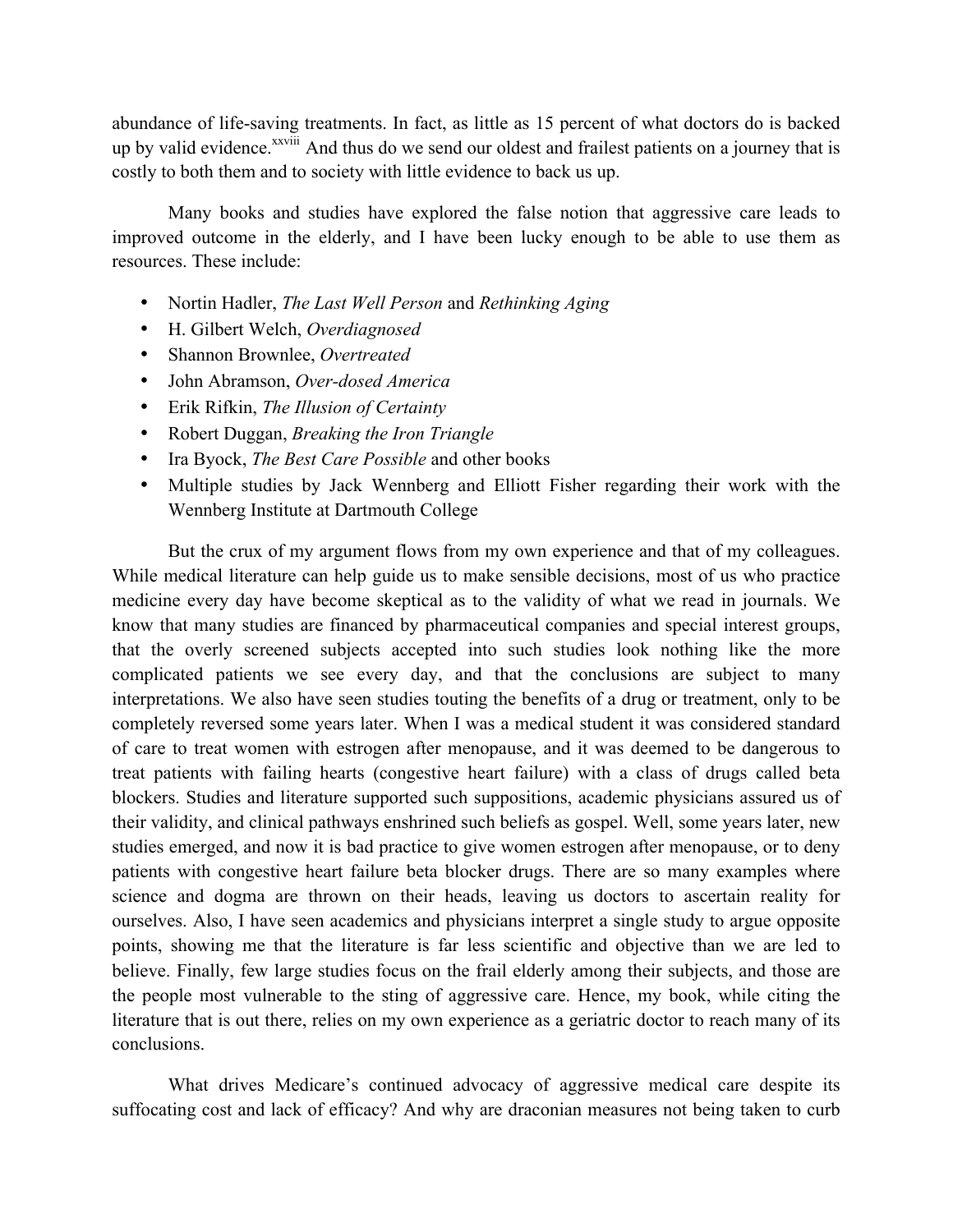abundance of life-saving treatments. In fact, as little as 15 percent of what doctors do is backed up by valid evidence.[xxviii] And thus do we send our oldest and frailest patients on a journey that is costly to both them and to society with little evidence to back us up.

Many books and studies have explored the false notion that aggressive care leads to improved outcome in the elderly, and I have been lucky enough to be able to use them as resources. These include:

- Nortin Hadler, *The Last Well Person* and *Rethinking Aging*
- H. Gilbert Welch, *Overdiagnosed*
- Shannon Brownlee, *Overtreated*
- John Abramson, *Over-dosed America*
- Erik Rifkin, *The Illusion of Certainty*
- Robert Duggan, *Breaking the Iron Triangle*
- Ira Byock, *The Best Care Possible* and other books
- Multiple studies by Jack Wennberg and Elliott Fisher regarding their work with the Wennberg Institute at Dartmouth College

But the crux of my argument flows from my own experience and that of my colleagues. While medical literature can help guide us to make sensible decisions, most of us who practice medicine every day have become skeptical as to the validity of what we read in journals. We know that many studies are financed by pharmaceutical companies and special interest groups, that the overly screened subjects accepted into such studies look nothing like the more complicated patients we see every day, and that the conclusions are subject to many interpretations. We also have seen studies touting the benefits of a drug or treatment, only to be completely reversed some years later. When I was a medical student it was considered standard of care to treat women with estrogen after menopause, and it was deemed to be dangerous to treat patients with failing hearts (congestive heart failure) with a class of drugs called beta blockers. Studies and literature supported such suppositions, academic physicians assured us of their validity, and clinical pathways enshrined such beliefs as gospel. Well, some years later, new studies emerged, and now it is bad practice to give women estrogen after menopause, or to deny patients with congestive heart failure beta blocker drugs. There are so many examples where science and dogma are thrown on their heads, leaving us doctors to ascertain reality for ourselves. Also, I have seen academics and physicians interpret a single study to argue opposite points, showing me that the literature is far less scientific and objective than we are led to believe. Finally, few large studies focus on the frail elderly among their subjects, and those are the people most vulnerable to the sting of aggressive care. Hence, my book, while citing the literature that is out there, relies on my own experience as a geriatric doctor to reach many of its conclusions.

What drives Medicare's continued advocacy of aggressive medical care despite its suffocating cost and lack of efficacy? And why are draconian measures not being taken to curb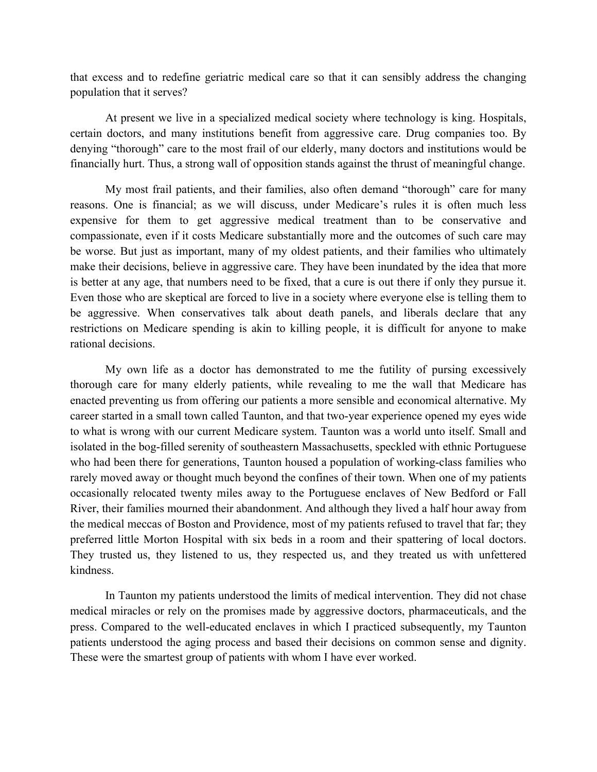that excess and to redefine geriatric medical care so that it can sensibly address the changing population that it serves?

At present we live in a specialized medical society where technology is king. Hospitals, certain doctors, and many institutions benefit from aggressive care. Drug companies too. By denying "thorough" care to the most frail of our elderly, many doctors and institutions would be financially hurt. Thus, a strong wall of opposition stands against the thrust of meaningful change.

My most frail patients, and their families, also often demand "thorough" care for many reasons. One is financial; as we will discuss, under Medicare's rules it is often much less expensive for them to get aggressive medical treatment than to be conservative and compassionate, even if it costs Medicare substantially more and the outcomes of such care may be worse. But just as important, many of my oldest patients, and their families who ultimately make their decisions, believe in aggressive care. They have been inundated by the idea that more is better at any age, that numbers need to be fixed, that a cure is out there if only they pursue it. Even those who are skeptical are forced to live in a society where everyone else is telling them to be aggressive. When conservatives talk about death panels, and liberals declare that any restrictions on Medicare spending is akin to killing people, it is difficult for anyone to make rational decisions.

My own life as a doctor has demonstrated to me the futility of pursing excessively thorough care for many elderly patients, while revealing to me the wall that Medicare has enacted preventing us from offering our patients a more sensible and economical alternative. My career started in a small town called Taunton, and that two-year experience opened my eyes wide to what is wrong with our current Medicare system. Taunton was a world unto itself. Small and isolated in the bog-filled serenity of southeastern Massachusetts, speckled with ethnic Portuguese who had been there for generations, Taunton housed a population of working-class families who rarely moved away or thought much beyond the confines of their town. When one of my patients occasionally relocated twenty miles away to the Portuguese enclaves of New Bedford or Fall River, their families mourned their abandonment. And although they lived a half hour away from the medical meccas of Boston and Providence, most of my patients refused to travel that far; they preferred little Morton Hospital with six beds in a room and their spattering of local doctors. They trusted us, they listened to us, they respected us, and they treated us with unfettered kindness.

In Taunton my patients understood the limits of medical intervention. They did not chase medical miracles or rely on the promises made by aggressive doctors, pharmaceuticals, and the press. Compared to the well-educated enclaves in which I practiced subsequently, my Taunton patients understood the aging process and based their decisions on common sense and dignity. These were the smartest group of patients with whom I have ever worked.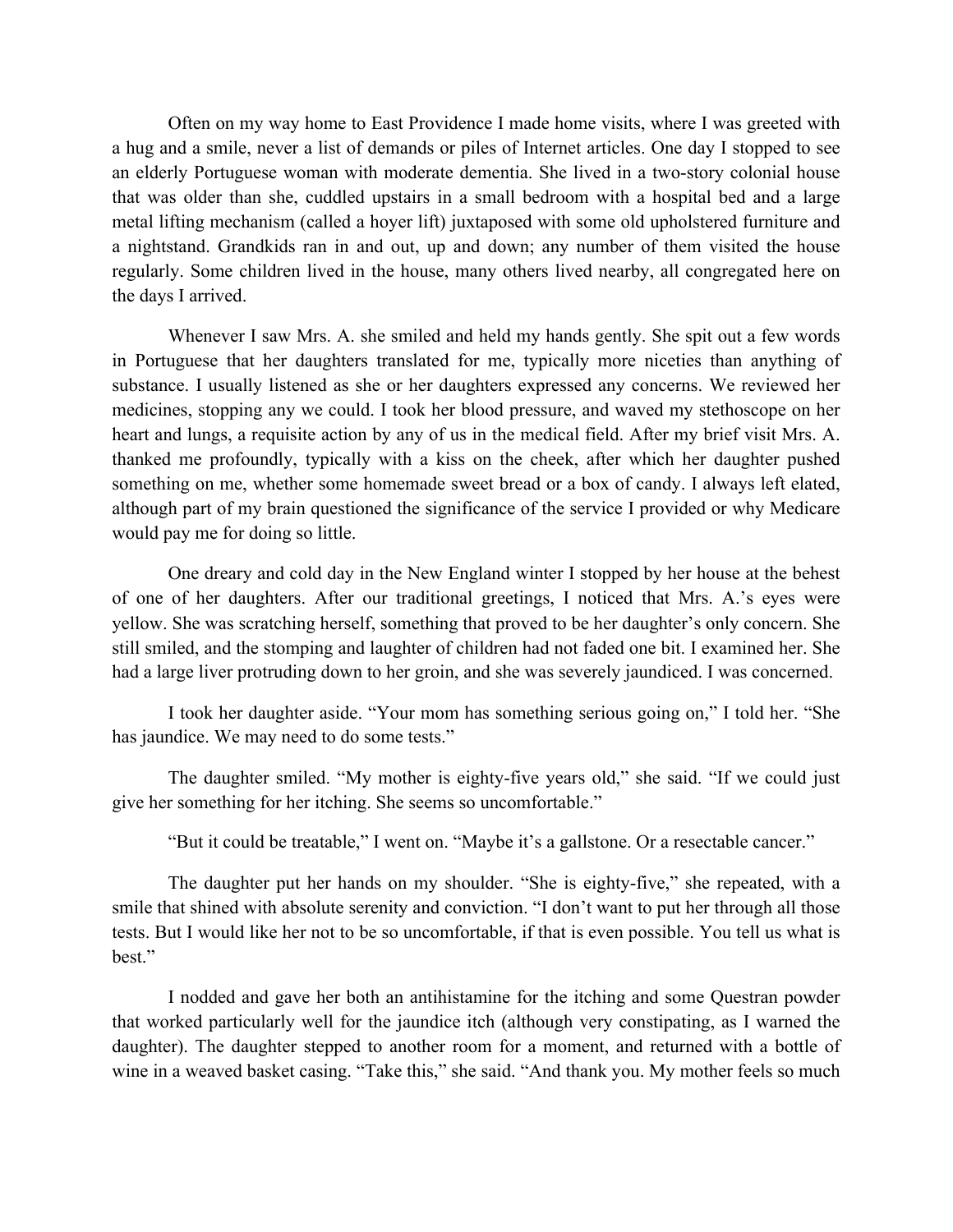Often on my way home to East Providence I made home visits, where I was greeted with a hug and a smile, never a list of demands or piles of Internet articles. One day I stopped to see an elderly Portuguese woman with moderate dementia. She lived in a two-story colonial house that was older than she, cuddled upstairs in a small bedroom with a hospital bed and a large metal lifting mechanism (called a hoyer lift) juxtaposed with some old upholstered furniture and a nightstand. Grandkids ran in and out, up and down; any number of them visited the house regularly. Some children lived in the house, many others lived nearby, all congregated here on the days I arrived.

Whenever I saw Mrs. A. she smiled and held my hands gently. She spit out a few words in Portuguese that her daughters translated for me, typically more niceties than anything of substance. I usually listened as she or her daughters expressed any concerns. We reviewed her medicines, stopping any we could. I took her blood pressure, and waved my stethoscope on her heart and lungs, a requisite action by any of us in the medical field. After my brief visit Mrs. A. thanked me profoundly, typically with a kiss on the cheek, after which her daughter pushed something on me, whether some homemade sweet bread or a box of candy. I always left elated, although part of my brain questioned the significance of the service I provided or why Medicare would pay me for doing so little.

One dreary and cold day in the New England winter I stopped by her house at the behest of one of her daughters. After our traditional greetings, I noticed that Mrs. A.'s eyes were yellow. She was scratching herself, something that proved to be her daughter's only concern. She still smiled, and the stomping and laughter of children had not faded one bit. I examined her. She had a large liver protruding down to her groin, and she was severely jaundiced. I was concerned.

I took her daughter aside. "Your mom has something serious going on," I told her. "She has jaundice. We may need to do some tests."

The daughter smiled. "My mother is eighty-five years old," she said. "If we could just give her something for her itching. She seems so uncomfortable."

"But it could be treatable," I went on. "Maybe it's a gallstone. Or a resectable cancer."

The daughter put her hands on my shoulder. "She is eighty-five," she repeated, with a smile that shined with absolute serenity and conviction. "I don't want to put her through all those tests. But I would like her not to be so uncomfortable, if that is even possible. You tell us what is best."

I nodded and gave her both an antihistamine for the itching and some Questran powder that worked particularly well for the jaundice itch (although very constipating, as I warned the daughter). The daughter stepped to another room for a moment, and returned with a bottle of wine in a weaved basket casing. "Take this," she said. "And thank you. My mother feels so much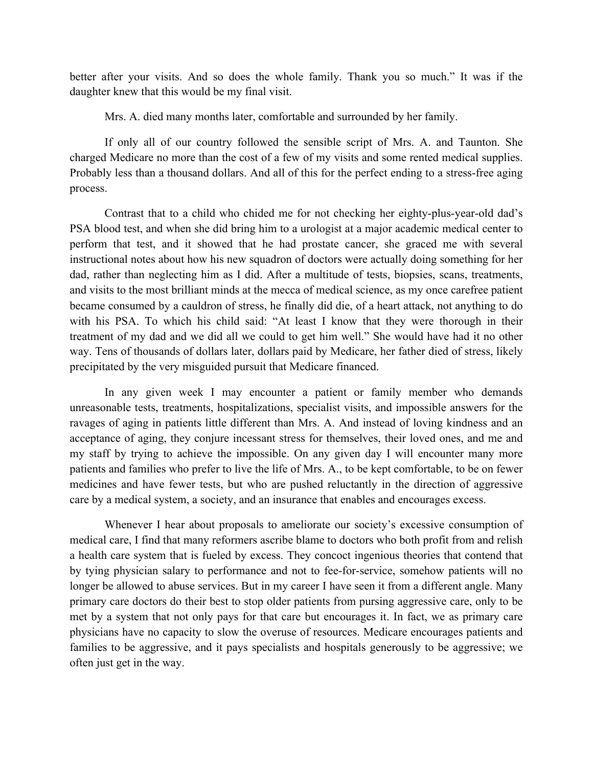better after your visits. And so does the whole family. Thank you so much." It was if the daughter knew that this would be my final visit.

Mrs. A. died many months later, comfortable and surrounded by her family.

If only all of our country followed the sensible script of Mrs. A. and Taunton. She charged Medicare no more than the cost of a few of my visits and some rented medical supplies. Probably less than a thousand dollars. And all of this for the perfect ending to a stress-free aging process.

Contrast that to a child who chided me for not checking her eighty-plus-year-old dad's PSA blood test, and when she did bring him to a urologist at a major academic medical center to perform that test, and it showed that he had prostate cancer, she graced me with several instructional notes about how his new squadron of doctors were actually doing something for her dad, rather than neglecting him as I did. After a multitude of tests, biopsies, scans, treatments, and visits to the most brilliant minds at the mecca of medical science, as my once carefree patient became consumed by a cauldron of stress, he finally did die, of a heart attack, not anything to do with his PSA. To which his child said: "At least I know that they were thorough in their treatment of my dad and we did all we could to get him well." She would have had it no other way. Tens of thousands of dollars later, dollars paid by Medicare, her father died of stress, likely precipitated by the very misguided pursuit that Medicare financed.

In any given week I may encounter a patient or family member who demands unreasonable tests, treatments, hospitalizations, specialist visits, and impossible answers for the ravages of aging in patients little different than Mrs. A. And instead of loving kindness and an acceptance of aging, they conjure incessant stress for themselves, their loved ones, and me and my staff by trying to achieve the impossible. On any given day I will encounter many more patients and families who prefer to live the life of Mrs. A., to be kept comfortable, to be on fewer medicines and have fewer tests, but who are pushed reluctantly in the direction of aggressive care by a medical system, a society, and an insurance that enables and encourages excess.

Whenever I hear about proposals to ameliorate our society's excessive consumption of medical care, I find that many reformers ascribe blame to doctors who both profit from and relish a health care system that is fueled by excess. They concoct ingenious theories that contend that by tying physician salary to performance and not to fee-for-service, somehow patients will no longer be allowed to abuse services. But in my career I have seen it from a different angle. Many primary care doctors do their best to stop older patients from pursing aggressive care, only to be met by a system that not only pays for that care but encourages it. In fact, we as primary care physicians have no capacity to slow the overuse of resources. Medicare encourages patients and families to be aggressive, and it pays specialists and hospitals generously to be aggressive; we often just get in the way.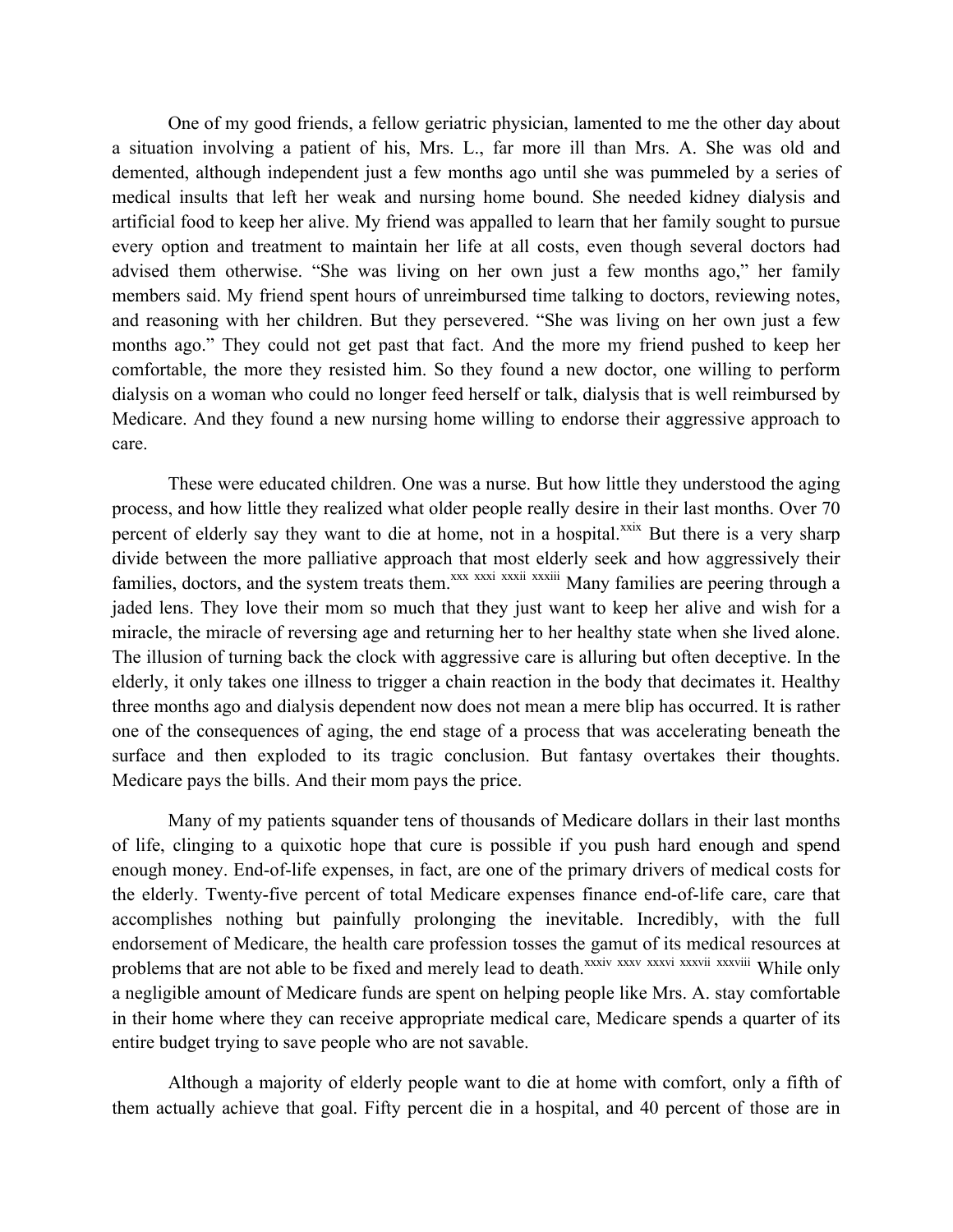One of my good friends, a fellow geriatric physician, lamented to me the other day about a situation involving a patient of his, Mrs. L., far more ill than Mrs. A. She was old and demented, although independent just a few months ago until she was pummeled by a series of medical insults that left her weak and nursing home bound. She needed kidney dialysis and artificial food to keep her alive. My friend was appalled to learn that her family sought to pursue every option and treatment to maintain her life at all costs, even though several doctors had advised them otherwise. “She was living on her own just a few months ago,” her family members said. My friend spent hours of unreimbursed time talking to doctors, reviewing notes, and reasoning with her children. But they persevered. “She was living on her own just a few months ago.” They could not get past that fact. And the more my friend pushed to keep her comfortable, the more they resisted him. So they found a new doctor, one willing to perform dialysis on a woman who could no longer feed herself or talk, dialysis that is well reimbursed by Medicare. And they found a new nursing home willing to endorse their aggressive approach to care.

These were educated children. One was a nurse. But how little they understood the aging process, and how little they realized what older people really desire in their last months. Over 70 percent of elderly say they want to die at home, not in a hospital.[xxix] But there is a very sharp divide between the more palliative approach that most elderly seek and how aggressively their families, doctors, and the system treats them.[xxx xxxi xxxii xxxiii] Many families are peering through a jaded lens. They love their mom so much that they just want to keep her alive and wish for a miracle, the miracle of reversing age and returning her to her healthy state when she lived alone. The illusion of turning back the clock with aggressive care is alluring but often deceptive. In the elderly, it only takes one illness to trigger a chain reaction in the body that decimates it. Healthy three months ago and dialysis dependent now does not mean a mere blip has occurred. It is rather one of the consequences of aging, the end stage of a process that was accelerating beneath the surface and then exploded to its tragic conclusion. But fantasy overtakes their thoughts. Medicare pays the bills. And their mom pays the price.

Many of my patients squander tens of thousands of Medicare dollars in their last months of life, clinging to a quixotic hope that cure is possible if you push hard enough and spend enough money. End-of-life expenses, in fact, are one of the primary drivers of medical costs for the elderly. Twenty-five percent of total Medicare expenses finance end-of-life care, care that accomplishes nothing but painfully prolonging the inevitable. Incredibly, with the full endorsement of Medicare, the health care profession tosses the gamut of its medical resources at problems that are not able to be fixed and merely lead to death.[xxxiv xxxv xxxvi xxxvii xxxviii] While only a negligible amount of Medicare funds are spent on helping people like Mrs. A. stay comfortable in their home where they can receive appropriate medical care, Medicare spends a quarter of its entire budget trying to save people who are not savable.

Although a majority of elderly people want to die at home with comfort, only a fifth of them actually achieve that goal. Fifty percent die in a hospital, and 40 percent of those are in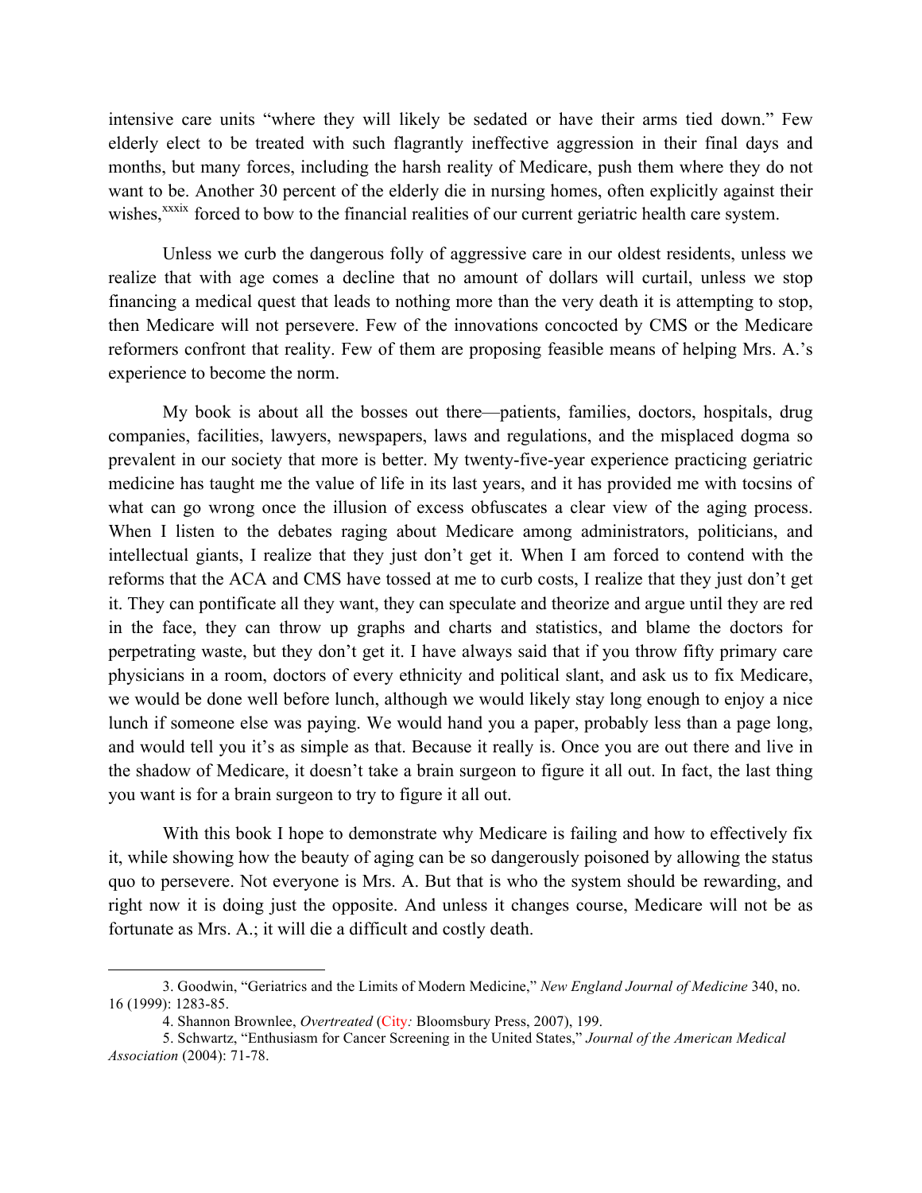intensive care units "where they will likely be sedated or have their arms tied down." Few elderly elect to be treated with such flagrantly ineffective aggression in their final days and months, but many forces, including the harsh reality of Medicare, push them where they do not want to be. Another 30 percent of the elderly die in nursing homes, often explicitly against their wishes,[xxxix] forced to bow to the financial realities of our current geriatric health care system.

Unless we curb the dangerous folly of aggressive care in our oldest residents, unless we realize that with age comes a decline that no amount of dollars will curtail, unless we stop financing a medical quest that leads to nothing more than the very death it is attempting to stop, then Medicare will not persevere. Few of the innovations concocted by CMS or the Medicare reformers confront that reality. Few of them are proposing feasible means of helping Mrs. A.'s experience to become the norm.

My book is about all the bosses out there—patients, families, doctors, hospitals, drug companies, facilities, lawyers, newspapers, laws and regulations, and the misplaced dogma so prevalent in our society that more is better. My twenty-five-year experience practicing geriatric medicine has taught me the value of life in its last years, and it has provided me with tocsins of what can go wrong once the illusion of excess obfuscates a clear view of the aging process. When I listen to the debates raging about Medicare among administrators, politicians, and intellectual giants, I realize that they just don't get it. When I am forced to contend with the reforms that the ACA and CMS have tossed at me to curb costs, I realize that they just don't get it. They can pontificate all they want, they can speculate and theorize and argue until they are red in the face, they can throw up graphs and charts and statistics, and blame the doctors for perpetrating waste, but they don't get it. I have always said that if you throw fifty primary care physicians in a room, doctors of every ethnicity and political slant, and ask us to fix Medicare, we would be done well before lunch, although we would likely stay long enough to enjoy a nice lunch if someone else was paying. We would hand you a paper, probably less than a page long, and would tell you it's as simple as that. Because it really is. Once you are out there and live in the shadow of Medicare, it doesn't take a brain surgeon to figure it all out. In fact, the last thing you want is for a brain surgeon to try to figure it all out.

With this book I hope to demonstrate why Medicare is failing and how to effectively fix it, while showing how the beauty of aging can be so dangerously poisoned by allowing the status quo to persevere. Not everyone is Mrs. A. But that is who the system should be rewarding, and right now it is doing just the opposite. And unless it changes course, Medicare will not be as fortunate as Mrs. A.; it will die a difficult and costly death.

---

3. Goodwin, "Geriatrics and the Limits of Modern Medicine," *New England Journal of Medicine* 340, no. 16 (1999): 1283-85.

4. Shannon Brownlee, *Overtreated* (City*:* Bloomsbury Press, 2007), 199.

5. Schwartz, "Enthusiasm for Cancer Screening in the United States," *Journal of the American Medical Association* (2004): 71-78.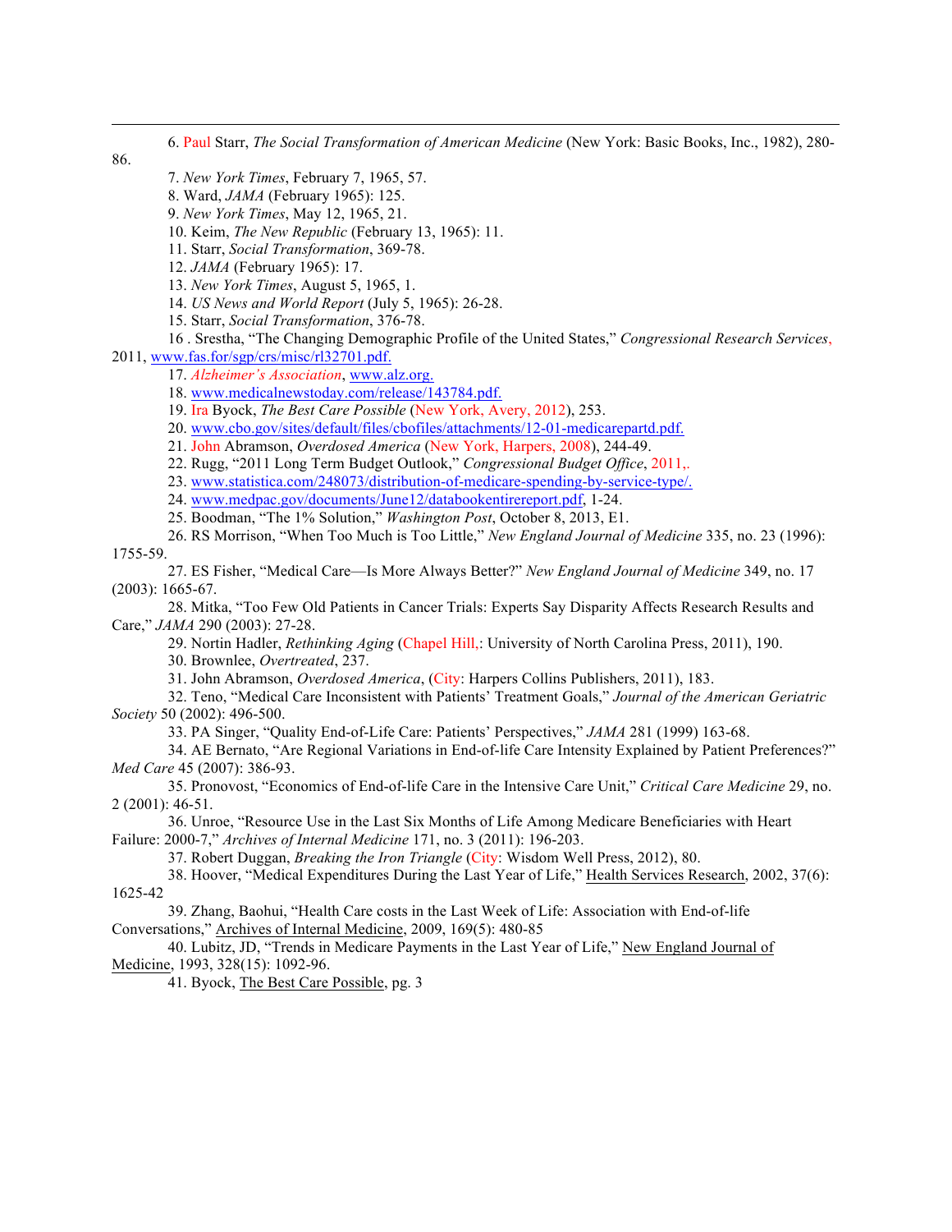6. Paul Starr, *The Social Transformation of American Medicine* (New York: Basic Books, Inc., 1982), 280-86.

7. *New York Times*, February 7, 1965, 57.

8. Ward, *JAMA* (February 1965): 125.

9. *New York Times*, May 12, 1965, 21.

10. Keim, *The New Republic* (February 13, 1965): 11.

11. Starr, *Social Transformation*, 369-78.

12. *JAMA* (February 1965): 17.

13. *New York Times*, August 5, 1965, 1.

14. *US News and World Report* (July 5, 1965): 26-28.

15. Starr, *Social Transformation*, 376-78.

16 . Srestha, "The Changing Demographic Profile of the United States," *Congressional Research Services*, 2011, www.fas.for/sgp/crs/misc/rl32701.pdf.

17. *Alzheimer's Association*, www.alz.org.

18. www.medicalnewstoday.com/release/143784.pdf.

19. Ira Byock, *The Best Care Possible* (New York, Avery, 2012), 253.

20. www.cbo.gov/sites/default/files/cbofiles/attachments/12-01-medicarepartd.pdf.

21. John Abramson, *Overdosed America* (New York, Harpers, 2008), 244-49.

22. Rugg, "2011 Long Term Budget Outlook," *Congressional Budget Office*, 2011,.

23. www.statistica.com/248073/distribution-of-medicare-spending-by-service-type/.

24. www.medpac.gov/documents/June12/databookentirereport.pdf, 1-24.

25. Boodman, "The 1% Solution," *Washington Post*, October 8, 2013, E1.

26. RS Morrison, "When Too Much is Too Little," *New England Journal of Medicine* 335, no. 23 (1996): 1755-59.

27. ES Fisher, "Medical Care—Is More Always Better?" *New England Journal of Medicine* 349, no. 17 (2003): 1665-67.

28. Mitka, "Too Few Old Patients in Cancer Trials: Experts Say Disparity Affects Research Results and Care," *JAMA* 290 (2003): 27-28.

29. Nortin Hadler, *Rethinking Aging* (Chapel Hill,: University of North Carolina Press, 2011), 190.

30. Brownlee, *Overtreated*, 237.

31. John Abramson, *Overdosed America*, (City: Harpers Collins Publishers, 2011), 183.

32. Teno, "Medical Care Inconsistent with Patients' Treatment Goals," *Journal of the American Geriatric Society* 50 (2002): 496-500.

33. PA Singer, "Quality End-of-Life Care: Patients' Perspectives," *JAMA* 281 (1999) 163-68.

34. AE Bernato, "Are Regional Variations in End-of-life Care Intensity Explained by Patient Preferences?" *Med Care* 45 (2007): 386-93.

35. Pronovost, "Economics of End-of-life Care in the Intensive Care Unit," *Critical Care Medicine* 29, no. 2 (2001): 46-51.

36. Unroe, "Resource Use in the Last Six Months of Life Among Medicare Beneficiaries with Heart Failure: 2000-7," *Archives of Internal Medicine* 171, no. 3 (2011): 196-203.

37. Robert Duggan, *Breaking the Iron Triangle* (City: Wisdom Well Press, 2012), 80.

38. Hoover, "Medical Expenditures During the Last Year of Life," Health Services Research, 2002, 37(6): 1625-42

39. Zhang, Baohui, "Health Care costs in the Last Week of Life: Association with End-of-life Conversations," Archives of Internal Medicine, 2009, 169(5): 480-85

40. Lubitz, JD, "Trends in Medicare Payments in the Last Year of Life," New England Journal of Medicine, 1993, 328(15): 1092-96.

41. Byock, The Best Care Possible, pg. 3